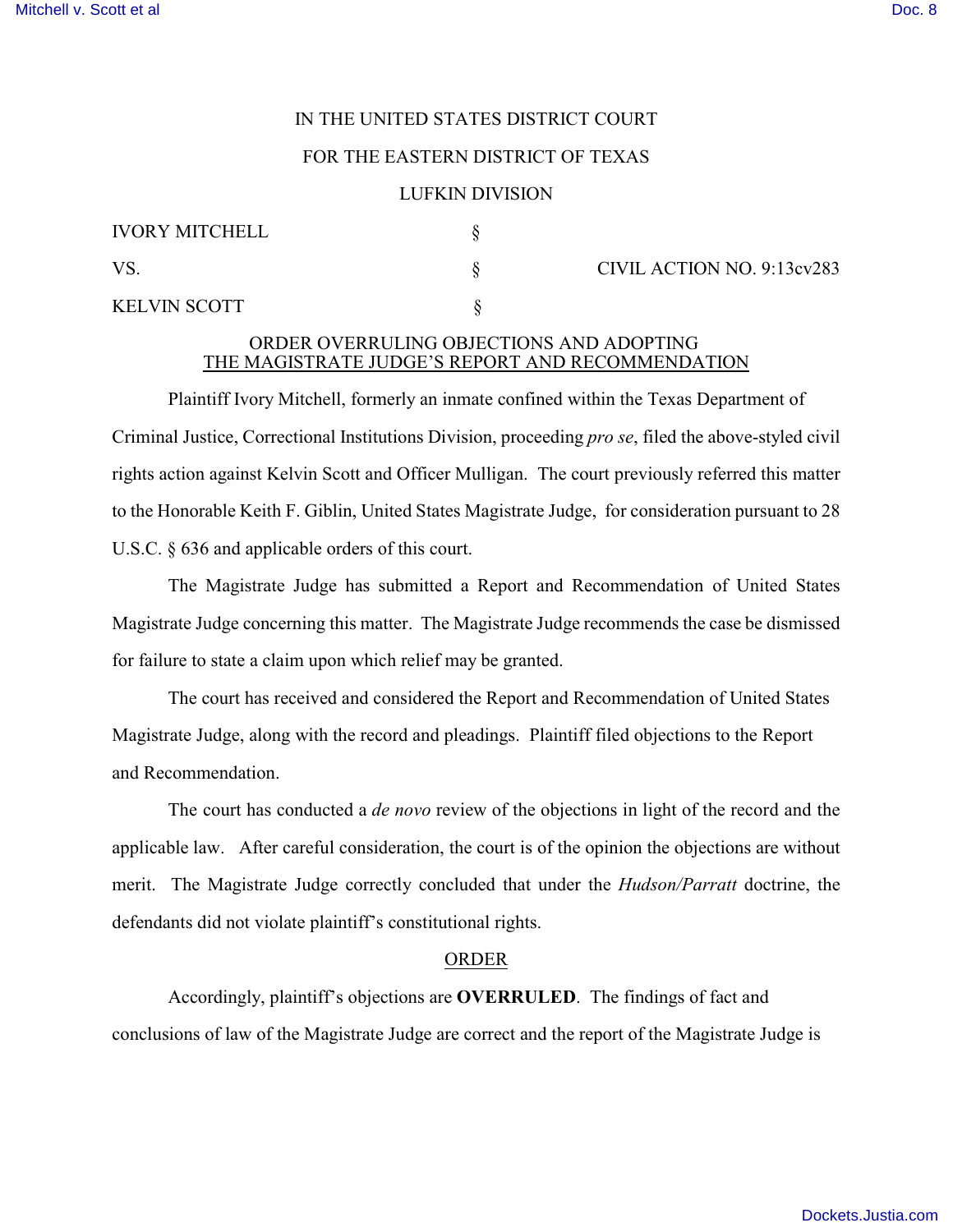IN THE UNITED STATES DISTRICT COURT

FOR THE EASTERN DISTRICT OF TEXAS

LUFKIN DIVISION

| | | |
|---|---|---|
| IVORY MITCHELL | § | |
| VS. | § | CIVIL ACTION NO. 9:13cv283 |
| KELVIN SCOTT | § | |

ORDER OVERRULING OBJECTIONS AND ADOPTING
THE MAGISTRATE JUDGE'S REPORT AND RECOMMENDATION

Plaintiff Ivory Mitchell, formerly an inmate confined within the Texas Department of Criminal Justice, Correctional Institutions Division, proceeding *pro se*, filed the above-styled civil rights action against Kelvin Scott and Officer Mulligan. The court previously referred this matter to the Honorable Keith F. Giblin, United States Magistrate Judge, for consideration pursuant to 28 U.S.C. § 636 and applicable orders of this court.

The Magistrate Judge has submitted a Report and Recommendation of United States Magistrate Judge concerning this matter. The Magistrate Judge recommends the case be dismissed for failure to state a claim upon which relief may be granted.

The court has received and considered the Report and Recommendation of United States Magistrate Judge, along with the record and pleadings. Plaintiff filed objections to the Report and Recommendation.

The court has conducted a *de novo* review of the objections in light of the record and the applicable law. After careful consideration, the court is of the opinion the objections are without merit. The Magistrate Judge correctly concluded that under the *Hudson/Parratt* doctrine, the defendants did not violate plaintiff's constitutional rights.

ORDER

Accordingly, plaintiff's objections are **OVERRULED**. The findings of fact and conclusions of law of the Magistrate Judge are correct and the report of the Magistrate Judge is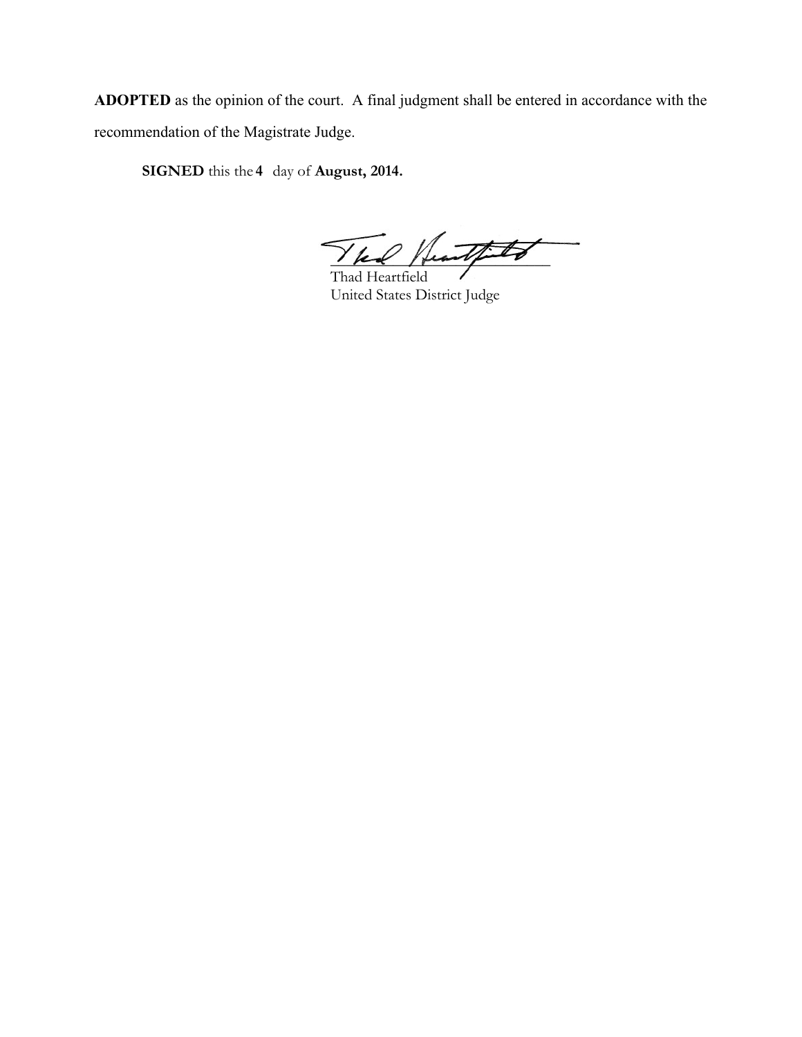**ADOPTED** as the opinion of the court. A final judgment shall be entered in accordance with the recommendation of the Magistrate Judge.

**SIGNED** this the **4** day of **August, 2014.**

Thad Heartfield
United States District Judge